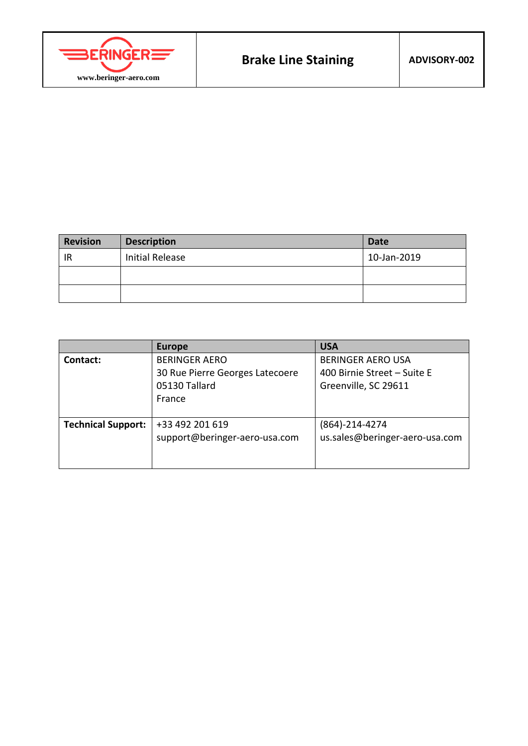| BERINGER www.beringer-aero.com | **Brake Line Staining** | **ADVISORY-002** |
|---|---|---|

| Revision | Description | Date |
|---|---|---|
| IR | Initial Release | 10-Jan-2019 |
| | | |
| | | |

| | Europe | USA |
|---|---|---|
| **Contact:** | BERINGER AERO<br>30 Rue Pierre Georges Latecoere<br>05130 Tallard<br>France | BERINGER AERO USA<br>400 Birnie Street – Suite E<br>Greenville, SC 29611 |
| **Technical Support:** | +33 492 201 619<br>support@beringer-aero-usa.com | (864)-214-4274<br>us.sales@beringer-aero-usa.com |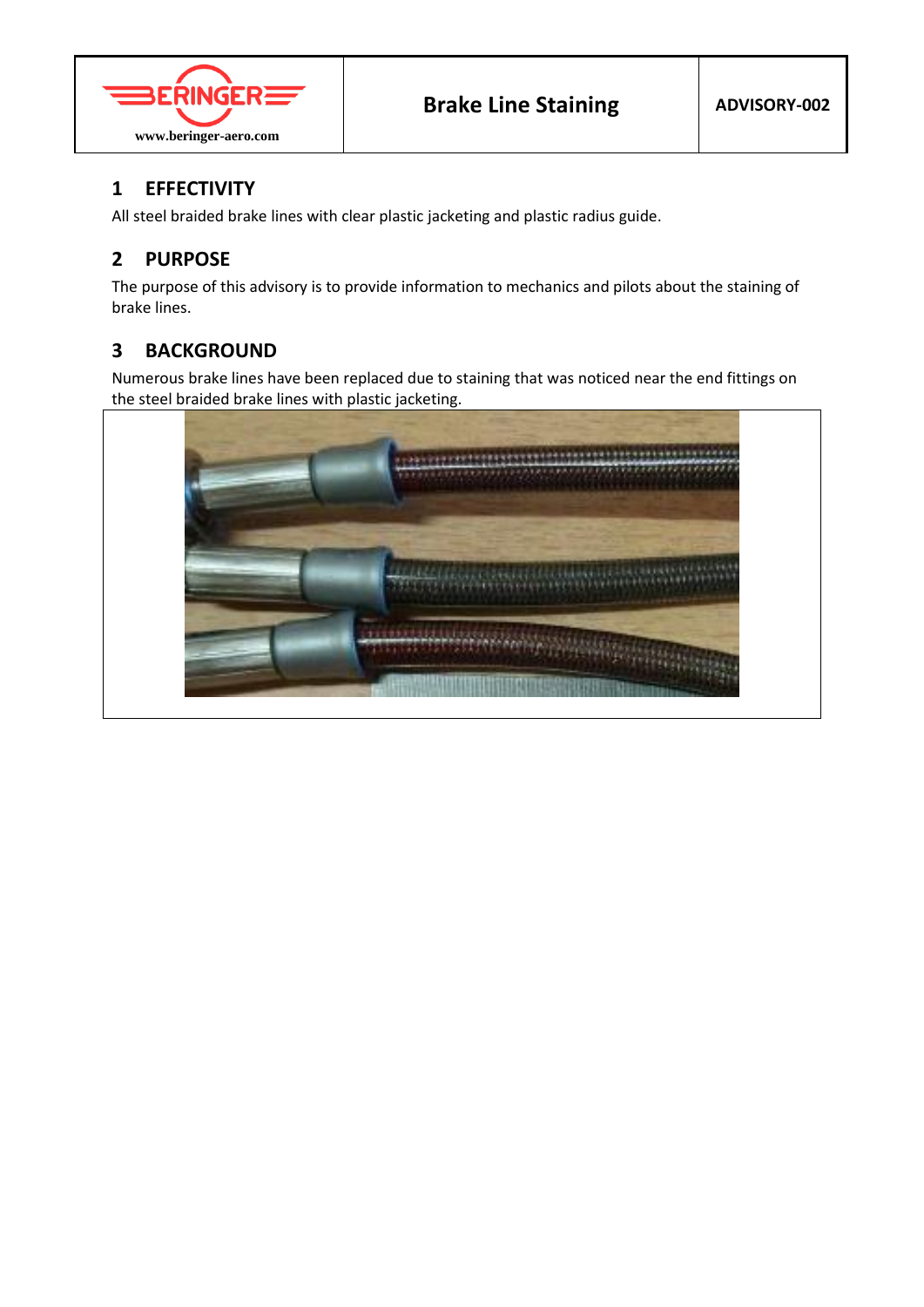| BERINGER www.beringer-aero.com | Brake Line Staining | ADVISORY-002 |
|---|---|---|

## 1 EFFECTIVITY

All steel braided brake lines with clear plastic jacketing and plastic radius guide.

## 2 PURPOSE

The purpose of this advisory is to provide information to mechanics and pilots about the staining of brake lines.

## 3 BACKGROUND

Numerous brake lines have been replaced due to staining that was noticed near the end fittings on the steel braided brake lines with plastic jacketing.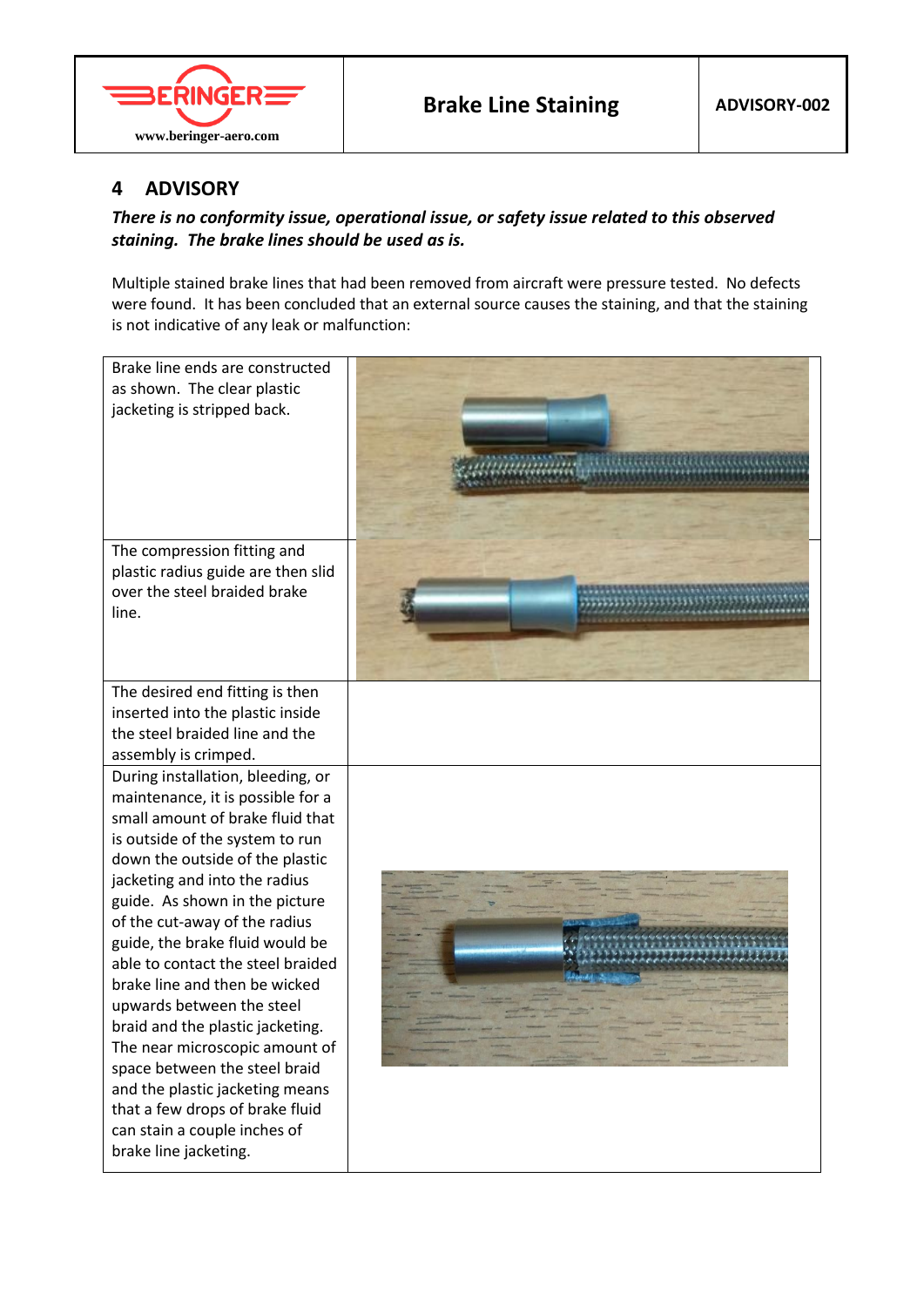## 4 ADVISORY

***There is no conformity issue, operational issue, or safety issue related to this observed staining. The brake lines should be used as is.***

Multiple stained brake lines that had been removed from aircraft were pressure tested. No defects were found. It has been concluded that an external source causes the staining, and that the staining is not indicative of any leak or malfunction:

| | |
|---|---|
| Brake line ends are constructed as shown. The clear plastic jacketing is stripped back. | |
| The compression fitting and plastic radius guide are then slid over the steel braided brake line. | |
| The desired end fitting is then inserted into the plastic inside the steel braided line and the assembly is crimped. | |
| During installation, bleeding, or maintenance, it is possible for a small amount of brake fluid that is outside of the system to run down the outside of the plastic jacketing and into the radius guide. As shown in the picture of the cut-away of the radius guide, the brake fluid would be able to contact the steel braided brake line and then be wicked upwards between the steel braid and the plastic jacketing. The near microscopic amount of space between the steel braid and the plastic jacketing means that a few drops of brake fluid can stain a couple inches of brake line jacketing. | |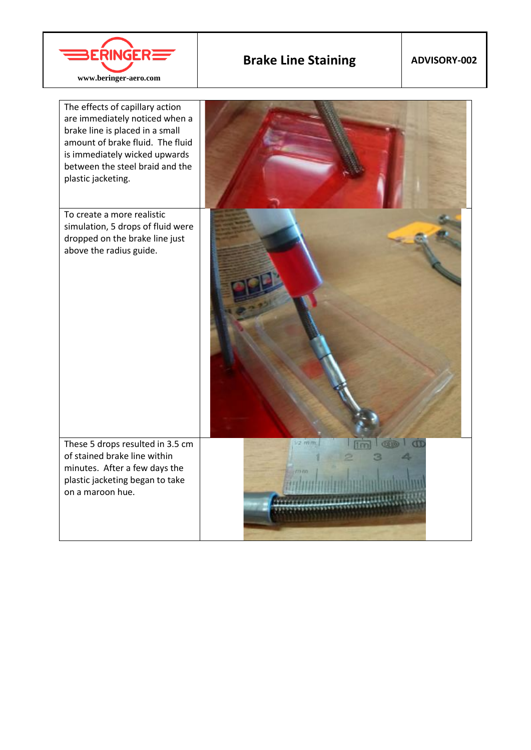| | |
|---|---|
| The effects of capillary action are immediately noticed when a brake line is placed in a small amount of brake fluid. The fluid is immediately wicked upwards between the steel braid and the plastic jacketing. | |
| To create a more realistic simulation, 5 drops of fluid were dropped on the brake line just above the radius guide. | |
| These 5 drops resulted in 3.5 cm of stained brake line within minutes. After a few days the plastic jacketing began to take on a maroon hue. | |